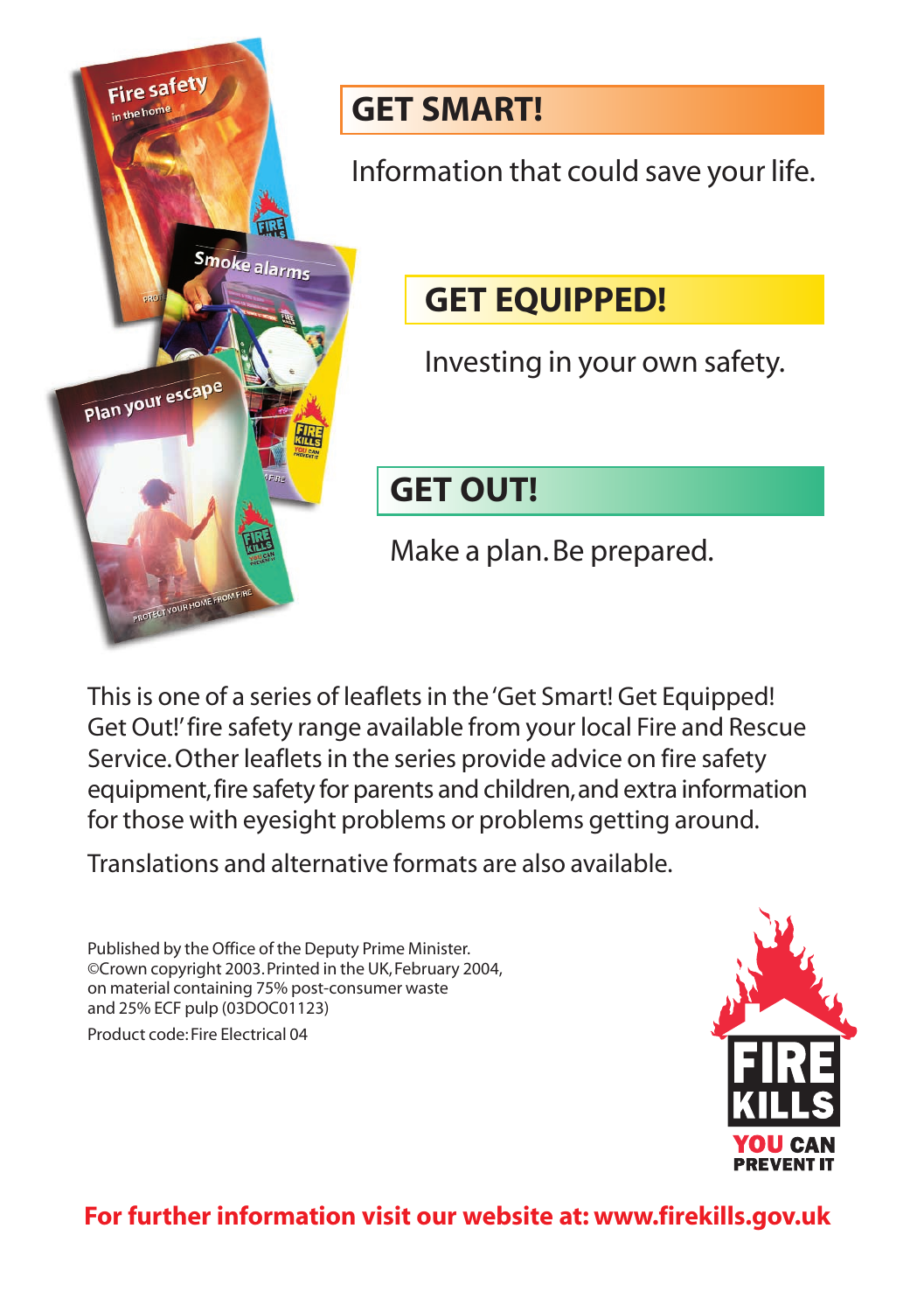## GET SMART!

Information that could save your life.

## GET EQUIPPED!

Investing in your own safety.

## GET OUT!

Make a plan. Be prepared.

This is one of a series of leaflets in the 'Get Smart! Get Equipped! Get Out!' fire safety range available from your local Fire and Rescue Service. Other leaflets in the series provide advice on fire safety equipment, fire safety for parents and children, and extra information for those with eyesight problems or problems getting around.

Translations and alternative formats are also available.

Published by the Office of the Deputy Prime Minister.
©Crown copyright 2003. Printed in the UK, February 2004, on material containing 75% post-consumer waste and 25% ECF pulp (03DOC01123)

Product code: Fire Electrical 04

FIRE KILLS
YOU CAN PREVENT IT

**For further information visit our website at: www.firekills.gov.uk**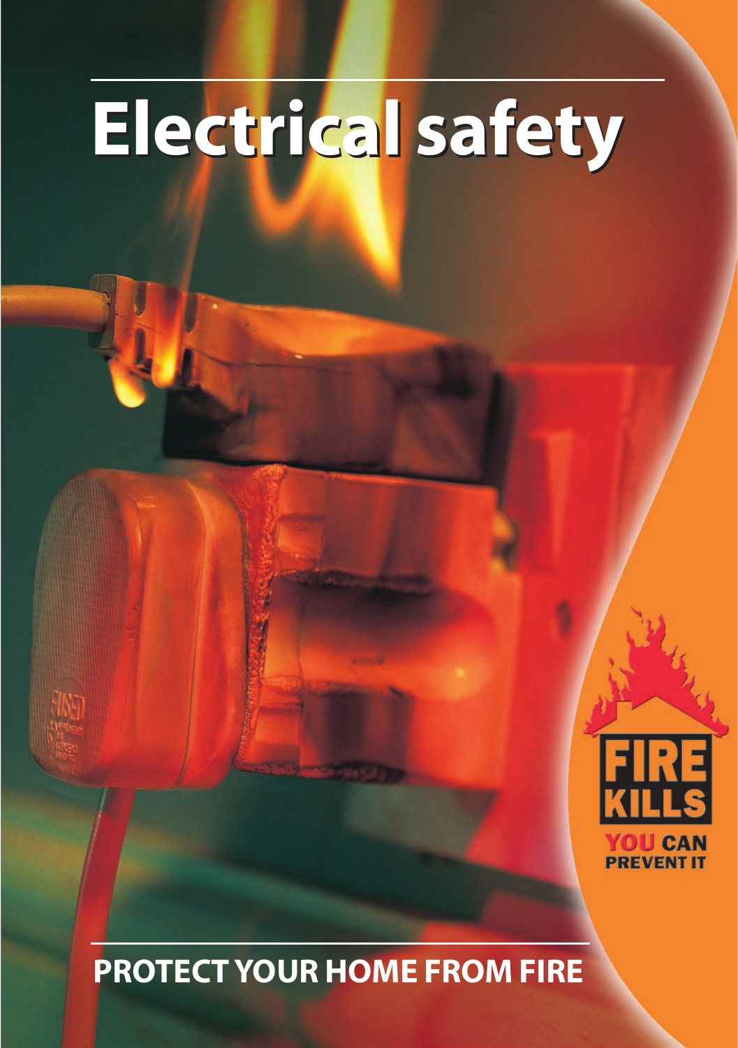# Electrical safety

FIRE KILLS

YOU CAN PREVENT IT

## PROTECT YOUR HOME FROM FIRE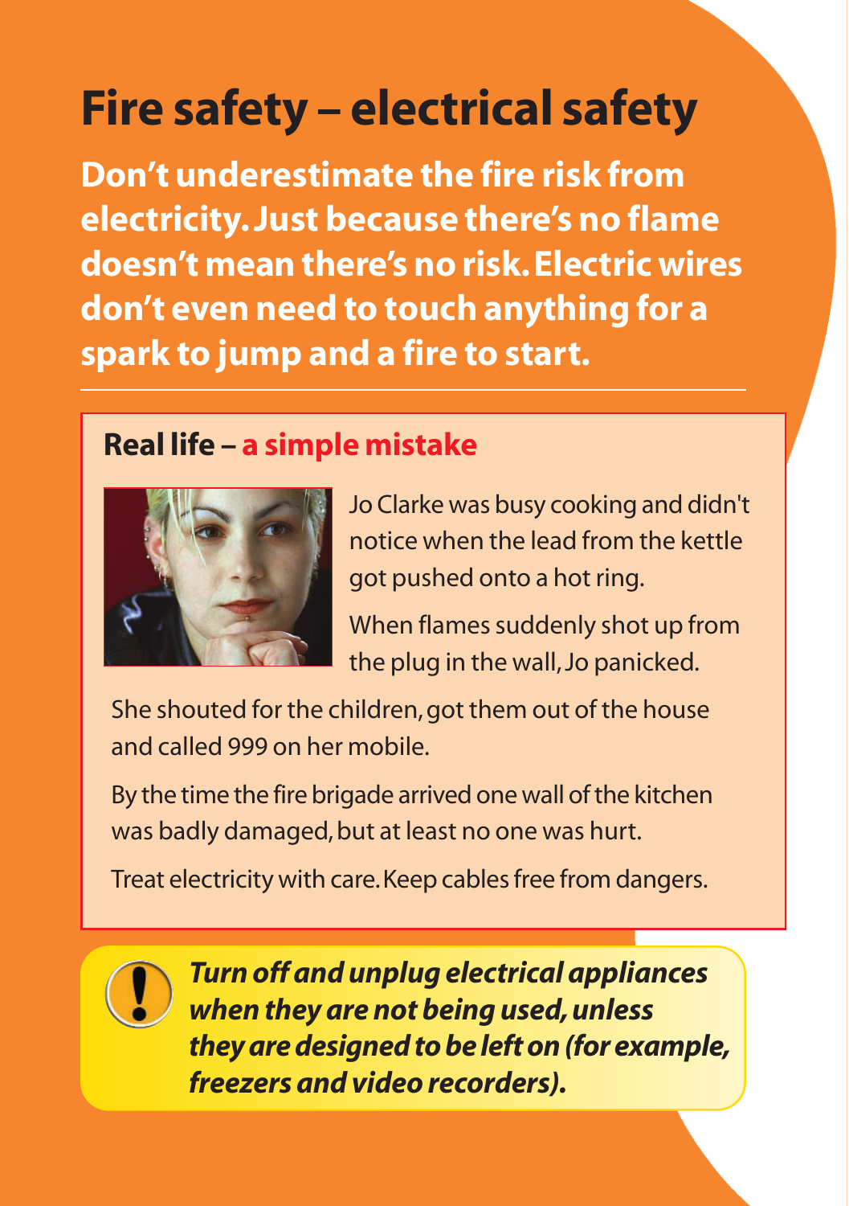# Fire safety – electrical safety

**Don't underestimate the fire risk from electricity. Just because there's no flame doesn't mean there's no risk. Electric wires don't even need to touch anything for a spark to jump and a fire to start.**

## Real life – a simple mistake

Jo Clarke was busy cooking and didn't notice when the lead from the kettle got pushed onto a hot ring.

When flames suddenly shot up from the plug in the wall, Jo panicked.

She shouted for the children, got them out of the house and called 999 on her mobile.

By the time the fire brigade arrived one wall of the kitchen was badly damaged, but at least no one was hurt.

Treat electricity with care. Keep cables free from dangers.

***Turn off and unplug electrical appliances when they are not being used, unless they are designed to be left on (for example, freezers and video recorders).***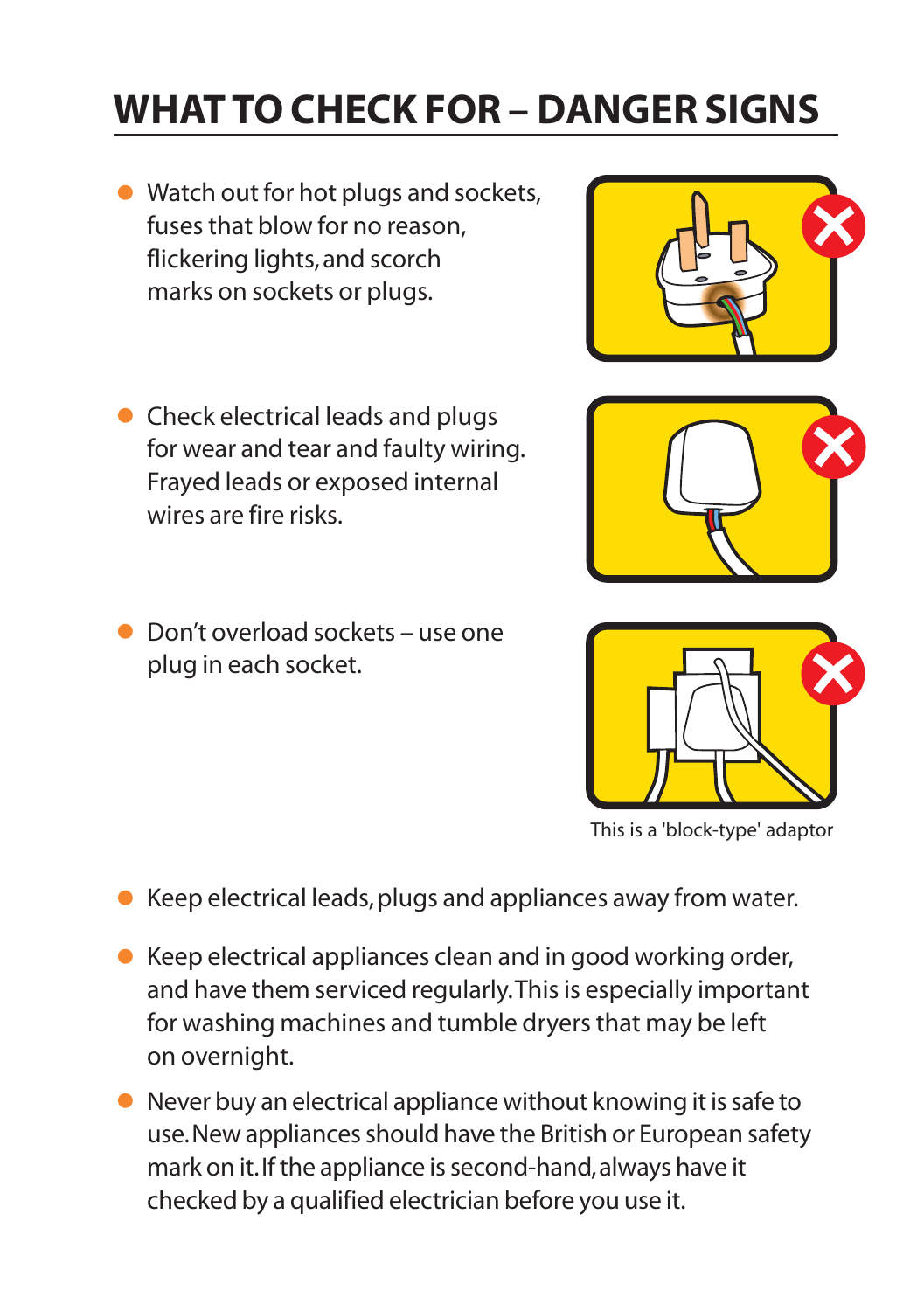# WHAT TO CHECK FOR – DANGER SIGNS

- Watch out for hot plugs and sockets, fuses that blow for no reason, flickering lights, and scorch marks on sockets or plugs.

- Check electrical leads and plugs for wear and tear and faulty wiring. Frayed leads or exposed internal wires are fire risks.

- Don't overload sockets – use one plug in each socket.

This is a 'block-type' adaptor

- Keep electrical leads, plugs and appliances away from water.

- Keep electrical appliances clean and in good working order, and have them serviced regularly. This is especially important for washing machines and tumble dryers that may be left on overnight.

- Never buy an electrical appliance without knowing it is safe to use. New appliances should have the British or European safety mark on it. If the appliance is second-hand, always have it checked by a qualified electrician before you use it.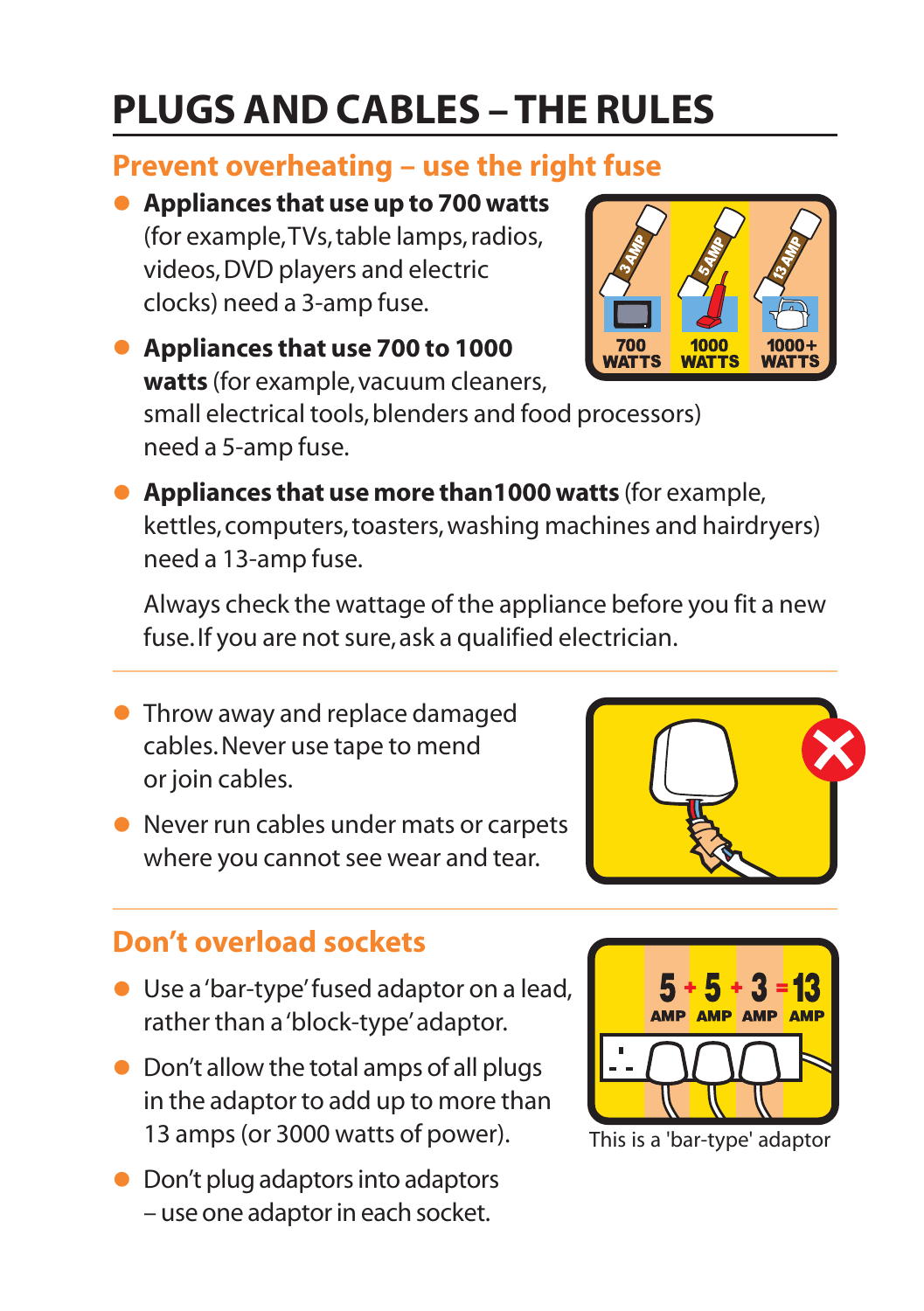# PLUGS AND CABLES – THE RULES

## Prevent overheating – use the right fuse

- **Appliances that use up to 700 watts** (for example, TVs, table lamps, radios, videos, DVD players and electric clocks) need a 3-amp fuse.
- **Appliances that use 700 to 1000 watts** (for example, vacuum cleaners, small electrical tools, blenders and food processors) need a 5-amp fuse.
- **Appliances that use more than 1000 watts** (for example, kettles, computers, toasters, washing machines and hairdryers) need a 13-amp fuse.

  Always check the wattage of the appliance before you fit a new fuse. If you are not sure, ask a qualified electrician.

- Throw away and replace damaged cables. Never use tape to mend or join cables.
- Never run cables under mats or carpets where you cannot see wear and tear.

## Don't overload sockets

- Use a 'bar-type' fused adaptor on a lead, rather than a 'block-type' adaptor.
- Don't allow the total amps of all plugs in the adaptor to add up to more than 13 amps (or 3000 watts of power).
- Don't plug adaptors into adaptors – use one adaptor in each socket.

This is a 'bar-type' adaptor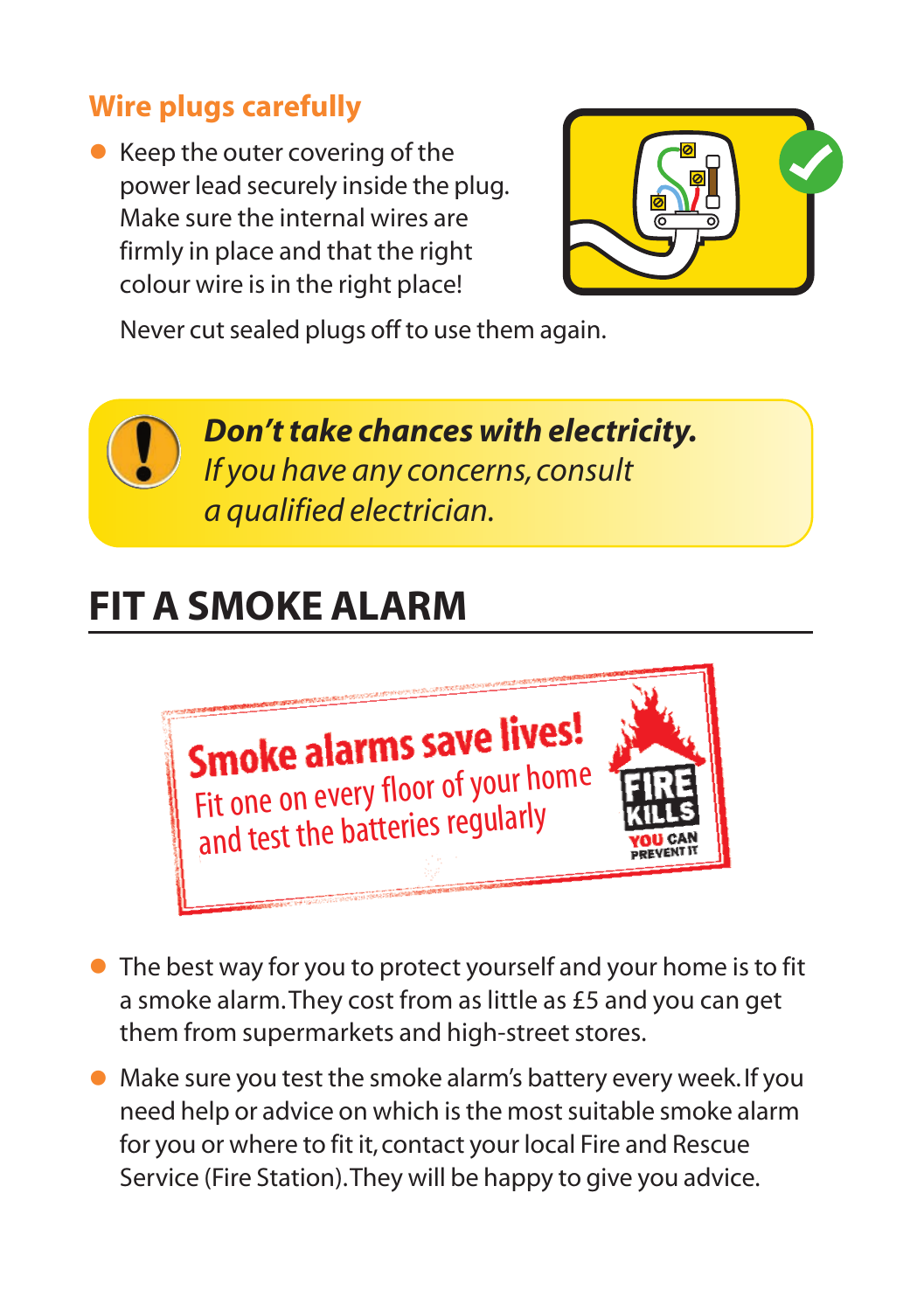## Wire plugs carefully

- Keep the outer covering of the power lead securely inside the plug. Make sure the internal wires are firmly in place and that the right colour wire is in the right place!

  Never cut sealed plugs off to use them again.

***Don't take chances with electricity.***
*If you have any concerns, consult a qualified electrician.*

# FIT A SMOKE ALARM

**Smoke alarms save lives!**
Fit one on every floor of your home and test the batteries regularly

FIRE KILLS
YOU CAN PREVENT IT

- The best way for you to protect yourself and your home is to fit a smoke alarm. They cost from as little as £5 and you can get them from supermarkets and high-street stores.
- Make sure you test the smoke alarm's battery every week. If you need help or advice on which is the most suitable smoke alarm for you or where to fit it, contact your local Fire and Rescue Service (Fire Station). They will be happy to give you advice.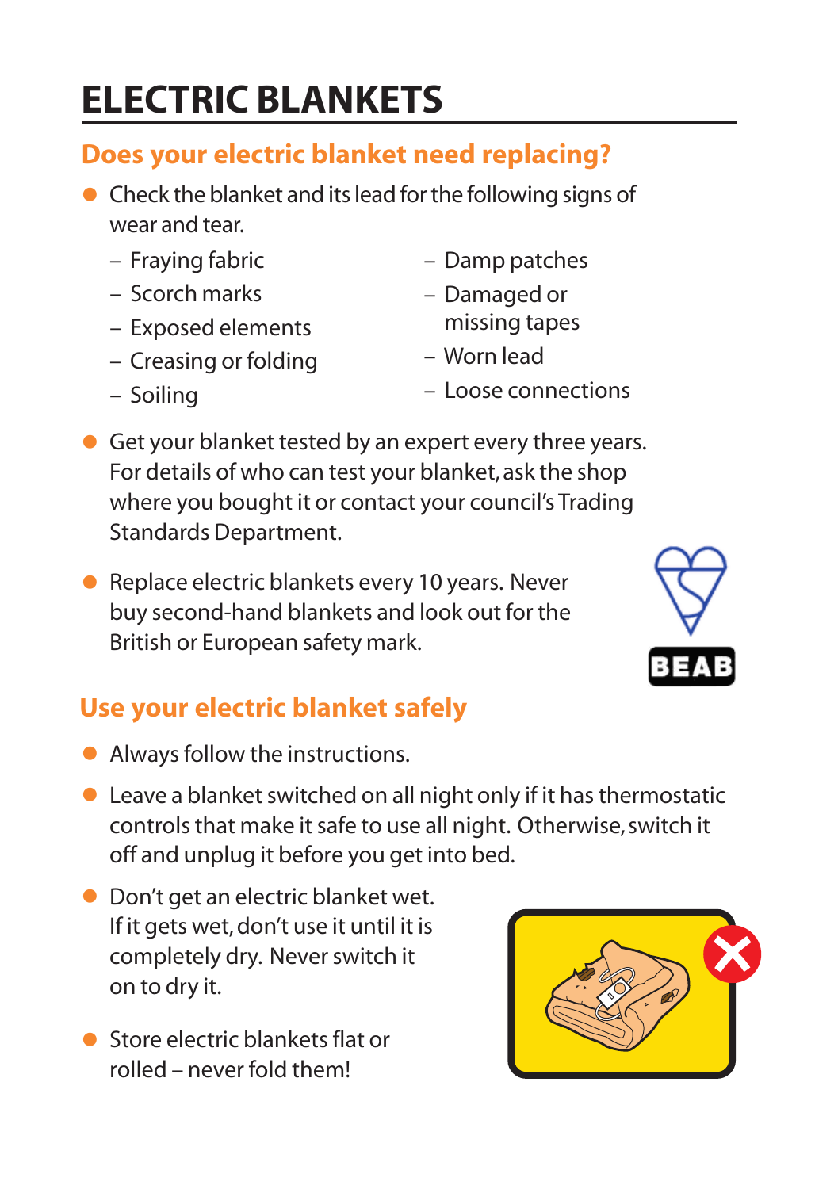# ELECTRIC BLANKETS

## Does your electric blanket need replacing?

- Check the blanket and its lead for the following signs of wear and tear.
  - Fraying fabric
  - Scorch marks
  - Exposed elements
  - Creasing or folding
  - Soiling
  - Damp patches
  - Damaged or missing tapes
  - Worn lead
  - Loose connections
- Get your blanket tested by an expert every three years. For details of who can test your blanket, ask the shop where you bought it or contact your council's Trading Standards Department.
- Replace electric blankets every 10 years. Never buy second-hand blankets and look out for the British or European safety mark.

BEAB

## Use your electric blanket safely

- Always follow the instructions.
- Leave a blanket switched on all night only if it has thermostatic controls that make it safe to use all night. Otherwise, switch it off and unplug it before you get into bed.
- Don't get an electric blanket wet. If it gets wet, don't use it until it is completely dry. Never switch it on to dry it.
- Store electric blankets flat or rolled – never fold them!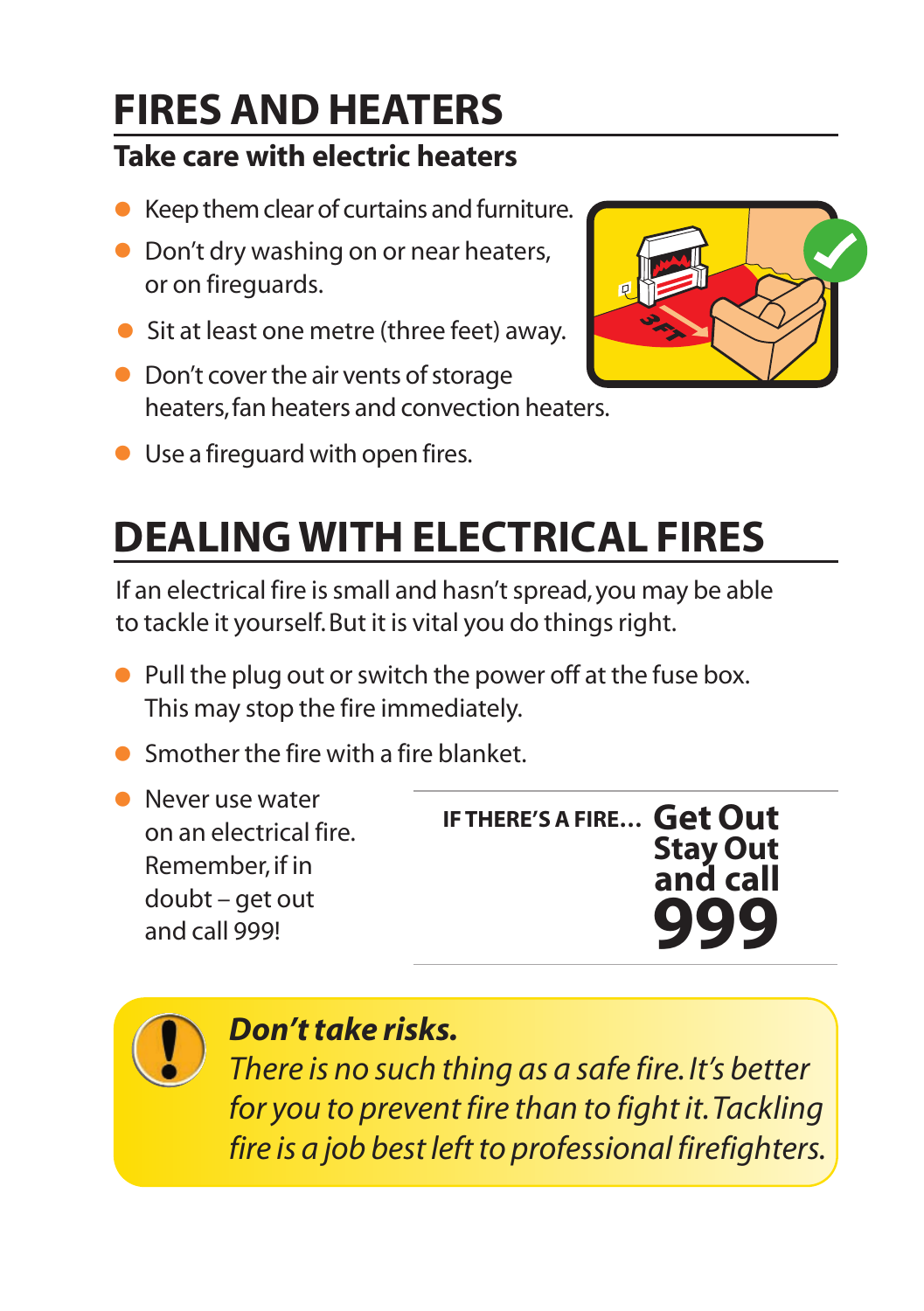# FIRES AND HEATERS

## Take care with electric heaters

- Keep them clear of curtains and furniture.
- Don't dry washing on or near heaters, or on fireguards.
- Sit at least one metre (three feet) away.
- Don't cover the air vents of storage heaters, fan heaters and convection heaters.
- Use a fireguard with open fires.

# DEALING WITH ELECTRICAL FIRES

If an electrical fire is small and hasn't spread, you may be able to tackle it yourself. But it is vital you do things right.

- Pull the plug out or switch the power off at the fuse box. This may stop the fire immediately.
- Smother the fire with a fire blanket.
- Never use water on an electrical fire. Remember, if in doubt – get out and call 999!

**IF THERE'S A FIRE... Get Out Stay Out and call 999**

***Don't take risks.***

*There is no such thing as a safe fire. It's better for you to prevent fire than to fight it. Tackling fire is a job best left to professional firefighters.*